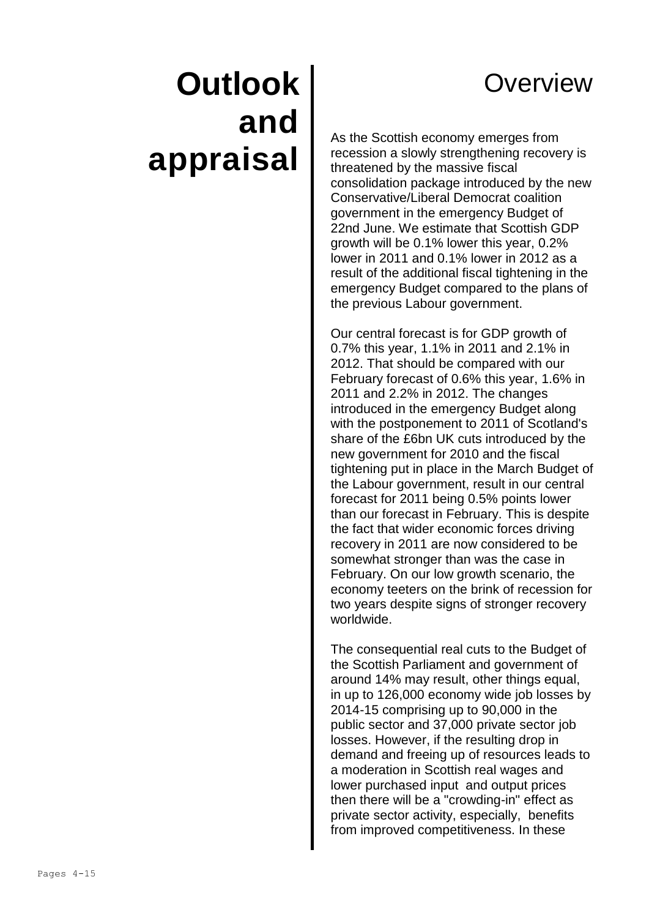# Outlook and appraisal

## Overview

As the Scottish economy emerges from recession a slowly strengthening recovery is threatened by the massive fiscal consolidation package introduced by the new Conservative/Liberal Democrat coalition government in the emergency Budget of 22nd June. We estimate that Scottish GDP growth will be 0.1% lower this year, 0.2% lower in 2011 and 0.1% lower in 2012 as a result of the additional fiscal tightening in the emergency Budget compared to the plans of the previous Labour government.

Our central forecast is for GDP growth of 0.7% this year, 1.1% in 2011 and 2.1% in 2012. That should be compared with our February forecast of 0.6% this year, 1.6% in 2011 and 2.2% in 2012. The changes introduced in the emergency Budget along with the postponement to 2011 of Scotland's share of the £6bn UK cuts introduced by the new government for 2010 and the fiscal tightening put in place in the March Budget of the Labour government, result in our central forecast for 2011 being 0.5% points lower than our forecast in February. This is despite the fact that wider economic forces driving recovery in 2011 are now considered to be somewhat stronger than was the case in February. On our low growth scenario, the economy teeters on the brink of recession for two years despite signs of stronger recovery worldwide.

The consequential real cuts to the Budget of the Scottish Parliament and government of around 14% may result, other things equal, in up to 126,000 economy wide job losses by 2014-15 comprising up to 90,000 in the public sector and 37,000 private sector job losses. However, if the resulting drop in demand and freeing up of resources leads to a moderation in Scottish real wages and lower purchased input and output prices then there will be a "crowding-in" effect as private sector activity, especially, benefits from improved competitiveness. In these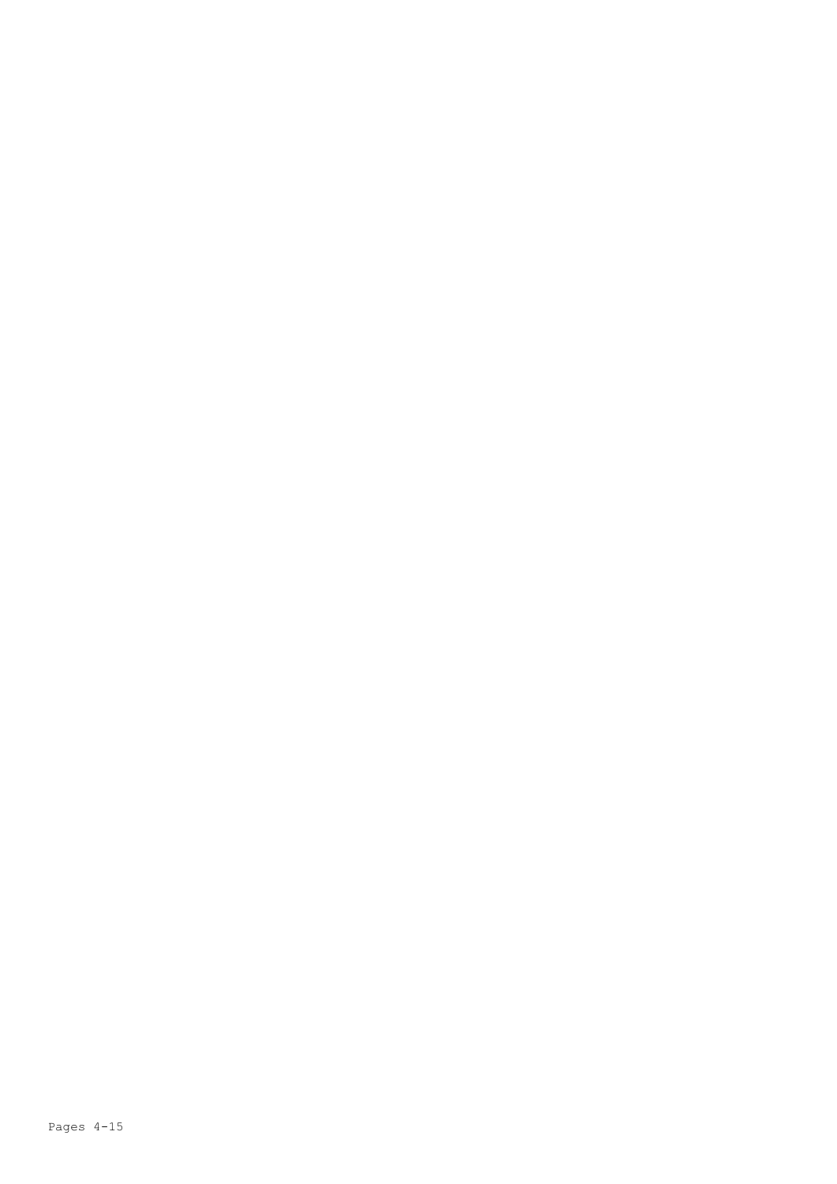Pages 4-15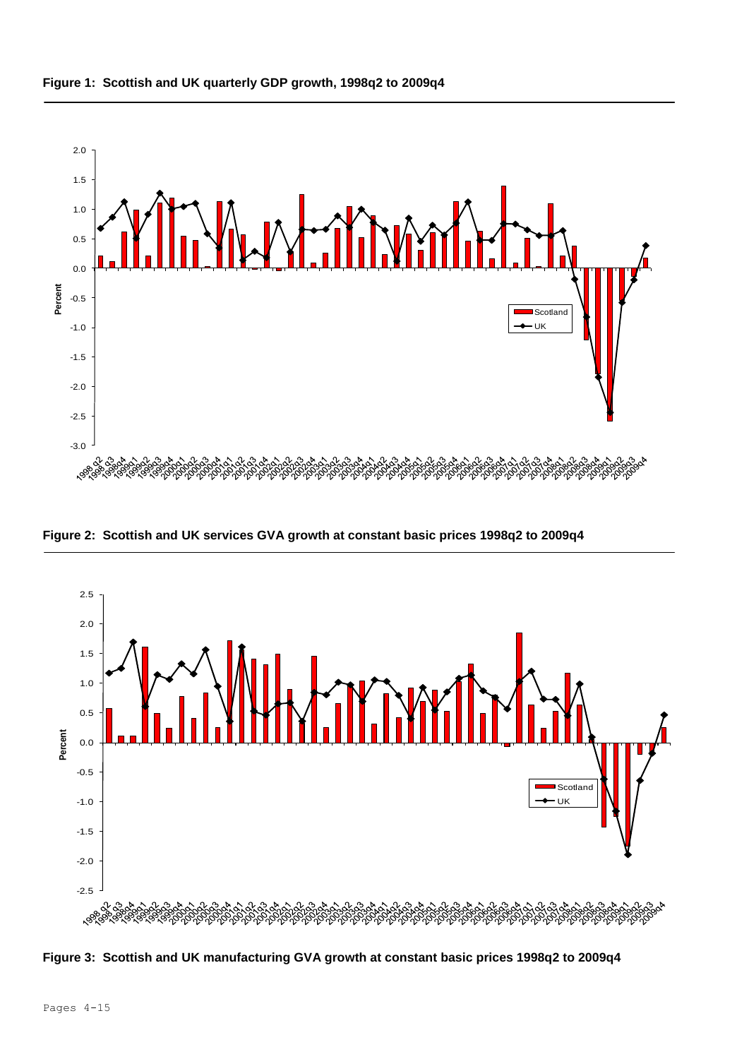**Figure 1: Scottish and UK quarterly GDP growth, 1998q2 to 2009q4**

**Figure 2: Scottish and UK services GVA growth at constant basic prices 1998q2 to 2009q4**

**Figure 3: Scottish and UK manufacturing GVA growth at constant basic prices 1998q2 to 2009q4**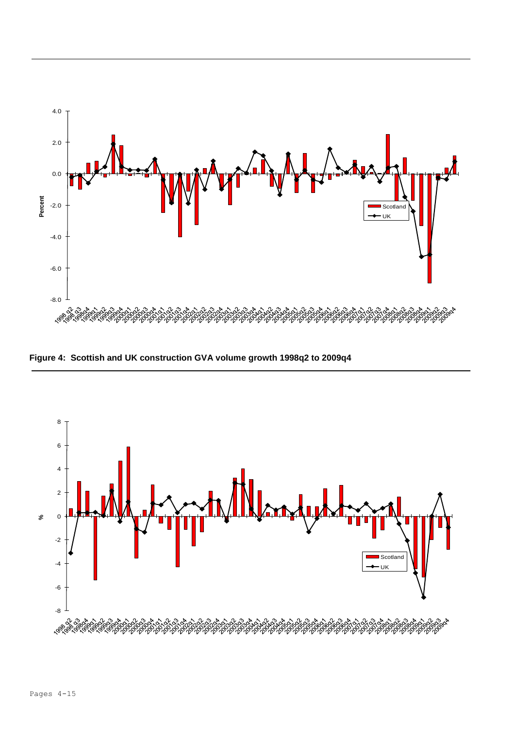**Figure 4: Scottish and UK construction GVA volume growth 1998q2 to 2009q4**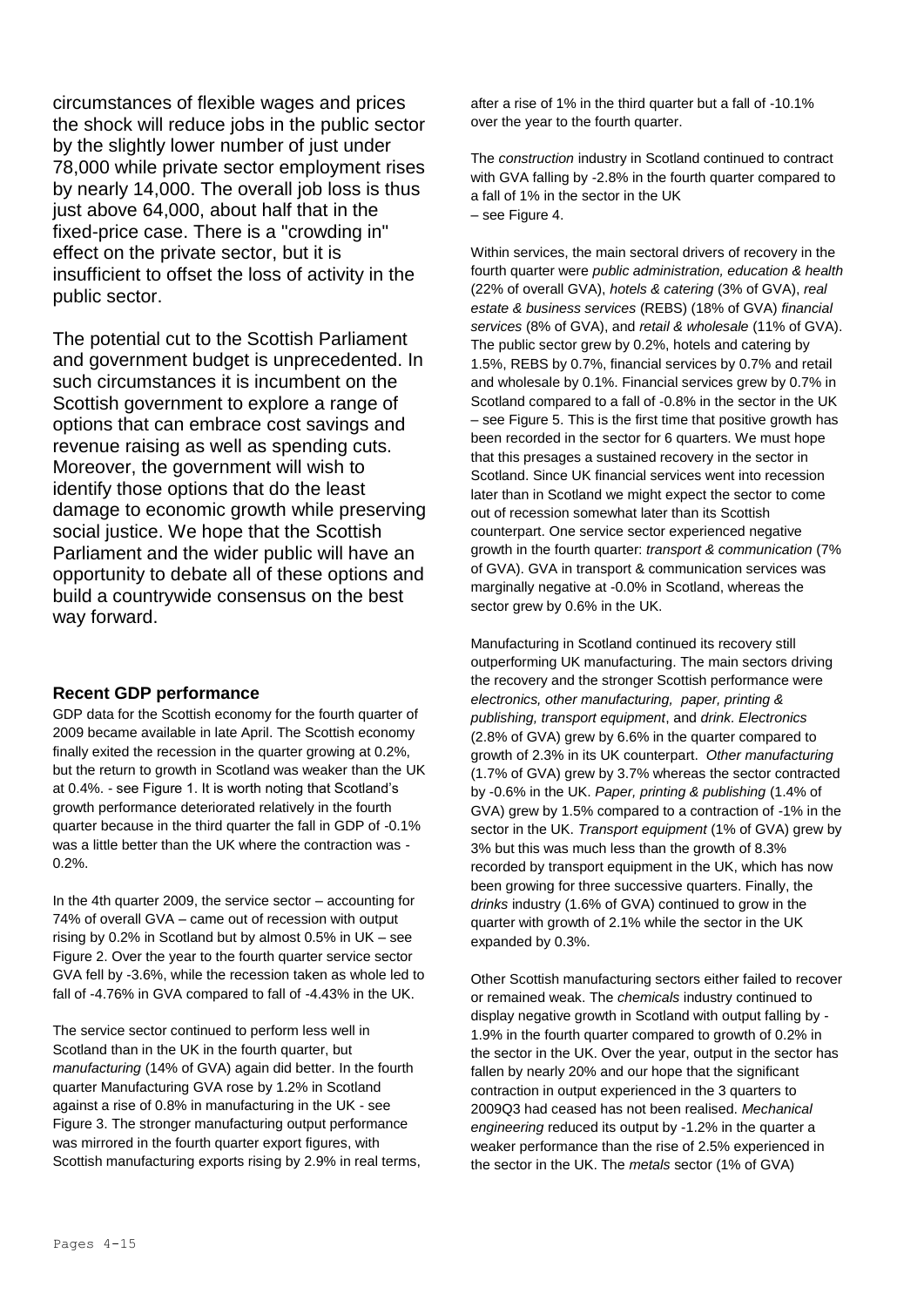circumstances of flexible wages and prices the shock will reduce jobs in the public sector by the slightly lower number of just under 78,000 while private sector employment rises by nearly 14,000. The overall job loss is thus just above 64,000, about half that in the fixed-price case. There is a "crowding in" effect on the private sector, but it is insufficient to offset the loss of activity in the public sector.

The potential cut to the Scottish Parliament and government budget is unprecedented. In such circumstances it is incumbent on the Scottish government to explore a range of options that can embrace cost savings and revenue raising as well as spending cuts. Moreover, the government will wish to identify those options that do the least damage to economic growth while preserving social justice. We hope that the Scottish Parliament and the wider public will have an opportunity to debate all of these options and build a countrywide consensus on the best way forward.

### Recent GDP performance

GDP data for the Scottish economy for the fourth quarter of 2009 became available in late April. The Scottish economy finally exited the recession in the quarter growing at 0.2%, but the return to growth in Scotland was weaker than the UK at 0.4%. - see Figure 1. It is worth noting that Scotland's growth performance deteriorated relatively in the fourth quarter because in the third quarter the fall in GDP of -0.1% was a little better than the UK where the contraction was -0.2%.

In the 4th quarter 2009, the service sector – accounting for 74% of overall GVA – came out of recession with output rising by 0.2% in Scotland but by almost 0.5% in UK – see Figure 2. Over the year to the fourth quarter service sector GVA fell by -3.6%, while the recession taken as whole led to fall of -4.76% in GVA compared to fall of -4.43% in the UK.

The service sector continued to perform less well in Scotland than in the UK in the fourth quarter, but *manufacturing* (14% of GVA) again did better. In the fourth quarter Manufacturing GVA rose by 1.2% in Scotland against a rise of 0.8% in manufacturing in the UK - see Figure 3. The stronger manufacturing output performance was mirrored in the fourth quarter export figures, with Scottish manufacturing exports rising by 2.9% in real terms, after a rise of 1% in the third quarter but a fall of -10.1% over the year to the fourth quarter.

The *construction* industry in Scotland continued to contract with GVA falling by -2.8% in the fourth quarter compared to a fall of 1% in the sector in the UK – see Figure 4.

Within services, the main sectoral drivers of recovery in the fourth quarter were *public administration, education & health* (22% of overall GVA), *hotels & catering* (3% of GVA), *real estate & business services* (REBS) (18% of GVA) *financial services* (8% of GVA), and *retail & wholesale* (11% of GVA). The public sector grew by 0.2%, hotels and catering by 1.5%, REBS by 0.7%, financial services by 0.7% and retail and wholesale by 0.1%. Financial services grew by 0.7% in Scotland compared to a fall of -0.8% in the sector in the UK – see Figure 5. This is the first time that positive growth has been recorded in the sector for 6 quarters. We must hope that this presages a sustained recovery in the sector in Scotland. Since UK financial services went into recession later than in Scotland we might expect the sector to come out of recession somewhat later than its Scottish counterpart. One service sector experienced negative growth in the fourth quarter: *transport & communication* (7% of GVA). GVA in transport & communication services was marginally negative at -0.0% in Scotland, whereas the sector grew by 0.6% in the UK.

Manufacturing in Scotland continued its recovery still outperforming UK manufacturing. The main sectors driving the recovery and the stronger Scottish performance were *electronics, other manufacturing, paper, printing & publishing, transport equipment*, and *drink*. *Electronics* (2.8% of GVA) grew by 6.6% in the quarter compared to growth of 2.3% in its UK counterpart. *Other manufacturing* (1.7% of GVA) grew by 3.7% whereas the sector contracted by -0.6% in the UK. *Paper, printing & publishing* (1.4% of GVA) grew by 1.5% compared to a contraction of -1% in the sector in the UK. *Transport equipment* (1% of GVA) grew by 3% but this was much less than the growth of 8.3% recorded by transport equipment in the UK, which has now been growing for three successive quarters. Finally, the *drinks* industry (1.6% of GVA) continued to grow in the quarter with growth of 2.1% while the sector in the UK expanded by 0.3%.

Other Scottish manufacturing sectors either failed to recover or remained weak. The *chemicals* industry continued to display negative growth in Scotland with output falling by -1.9% in the fourth quarter compared to growth of 0.2% in the sector in the UK. Over the year, output in the sector has fallen by nearly 20% and our hope that the significant contraction in output experienced in the 3 quarters to 2009Q3 had ceased has not been realised. *Mechanical engineering* reduced its output by -1.2% in the quarter a weaker performance than the rise of 2.5% experienced in the sector in the UK. The *metals* sector (1% of GVA)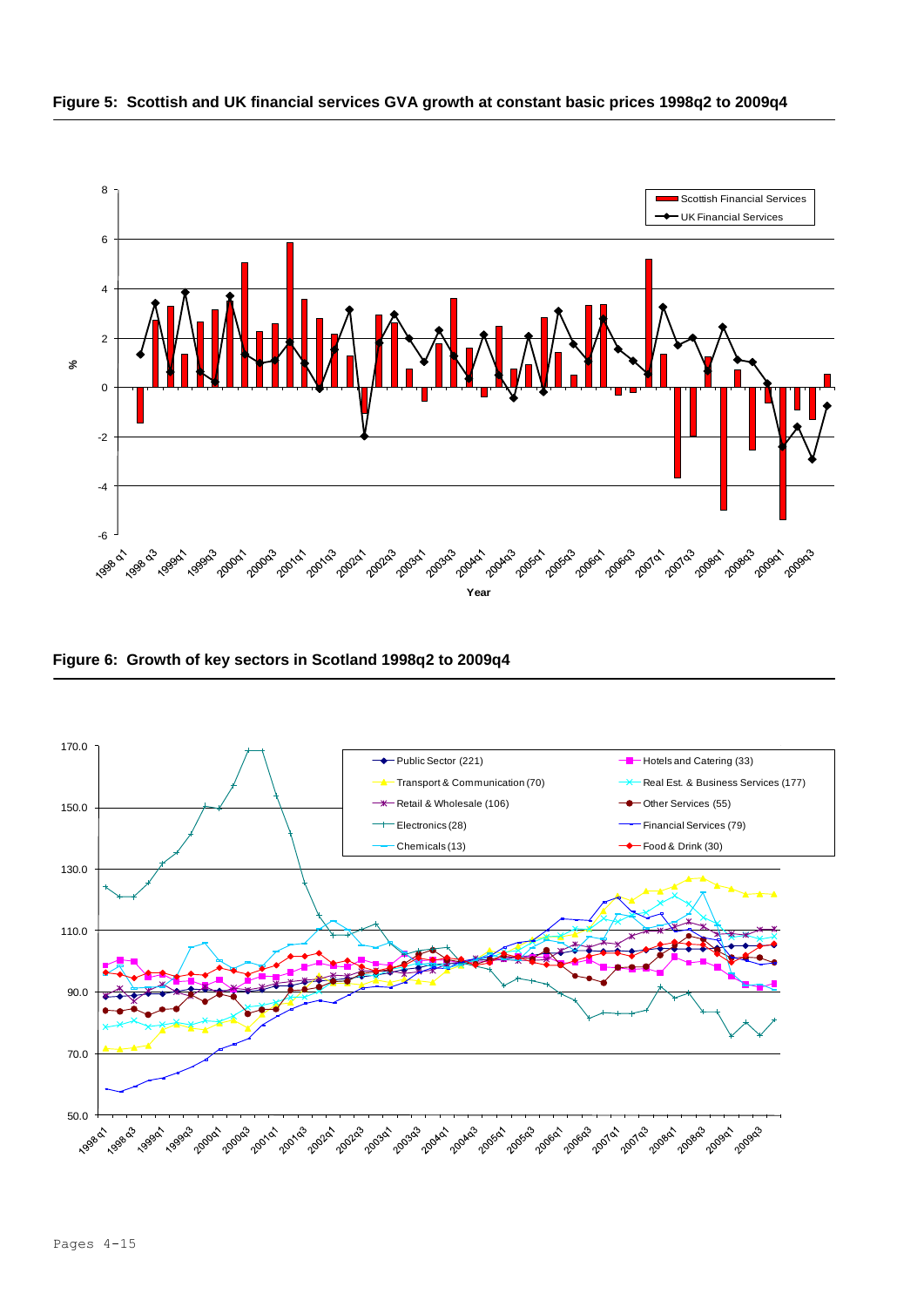**Figure 5: Scottish and UK financial services GVA growth at constant basic prices 1998q2 to 2009q4**

**Figure 6: Growth of key sectors in Scotland 1998q2 to 2009q4**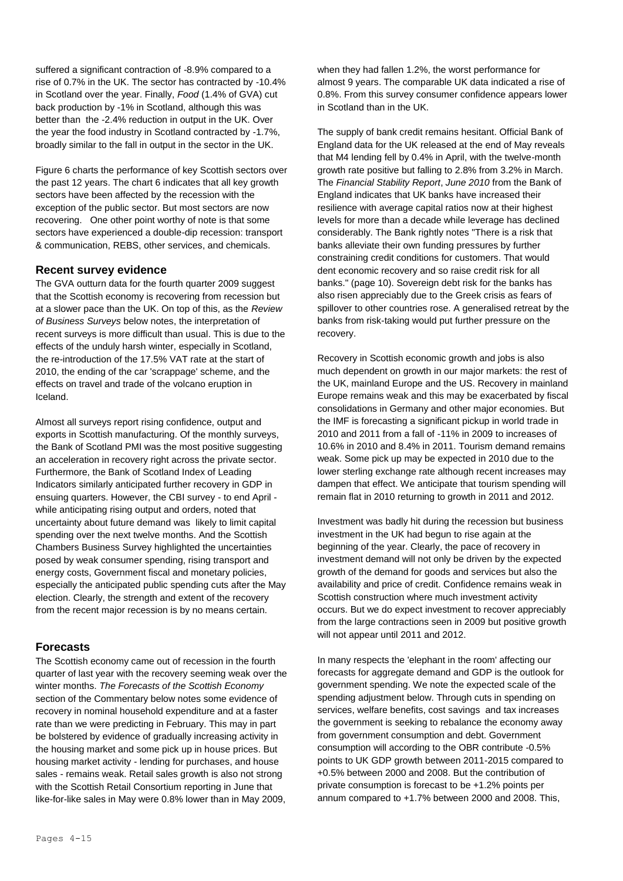suffered a significant contraction of -8.9% compared to a rise of 0.7% in the UK. The sector has contracted by -10.4% in Scotland over the year. Finally, *Food* (1.4% of GVA) cut back production by -1% in Scotland, although this was better than the -2.4% reduction in output in the UK. Over the year the food industry in Scotland contracted by -1.7%, broadly similar to the fall in output in the sector in the UK.

Figure 6 charts the performance of key Scottish sectors over the past 12 years. The chart 6 indicates that all key growth sectors have been affected by the recession with the exception of the public sector. But most sectors are now recovering. One other point worthy of note is that some sectors have experienced a double-dip recession: transport & communication, REBS, other services, and chemicals.

## Recent survey evidence

The GVA outturn data for the fourth quarter 2009 suggest that the Scottish economy is recovering from recession but at a slower pace than the UK. On top of this, as the *Review of Business Surveys* below notes, the interpretation of recent surveys is more difficult than usual. This is due to the effects of the unduly harsh winter, especially in Scotland, the re-introduction of the 17.5% VAT rate at the start of 2010, the ending of the car 'scrappage' scheme, and the effects on travel and trade of the volcano eruption in Iceland.

Almost all surveys report rising confidence, output and exports in Scottish manufacturing. Of the monthly surveys, the Bank of Scotland PMI was the most positive suggesting an acceleration in recovery right across the private sector. Furthermore, the Bank of Scotland Index of Leading Indicators similarly anticipated further recovery in GDP in ensuing quarters. However, the CBI survey - to end April - while anticipating rising output and orders, noted that uncertainty about future demand was likely to limit capital spending over the next twelve months. And the Scottish Chambers Business Survey highlighted the uncertainties posed by weak consumer spending, rising transport and energy costs, Government fiscal and monetary policies, especially the anticipated public spending cuts after the May election. Clearly, the strength and extent of the recovery from the recent major recession is by no means certain.

## Forecasts

The Scottish economy came out of recession in the fourth quarter of last year with the recovery seeming weak over the winter months. *The Forecasts of the Scottish Economy* section of the Commentary below notes some evidence of recovery in nominal household expenditure and at a faster rate than we were predicting in February. This may in part be bolstered by evidence of gradually increasing activity in the housing market and some pick up in house prices. But housing market activity - lending for purchases, and house sales - remains weak. Retail sales growth is also not strong with the Scottish Retail Consortium reporting in June that like-for-like sales in May were 0.8% lower than in May 2009, when they had fallen 1.2%, the worst performance for almost 9 years. The comparable UK data indicated a rise of 0.8%. From this survey consumer confidence appears lower in Scotland than in the UK.

The supply of bank credit remains hesitant. Official Bank of England data for the UK released at the end of May reveals that M4 lending fell by 0.4% in April, with the twelve-month growth rate positive but falling to 2.8% from 3.2% in March. The *Financial Stability Report*, *June 2010* from the Bank of England indicates that UK banks have increased their resilience with average capital ratios now at their highest levels for more than a decade while leverage has declined considerably. The Bank rightly notes "There is a risk that banks alleviate their own funding pressures by further constraining credit conditions for customers. That would dent economic recovery and so raise credit risk for all banks." (page 10). Sovereign debt risk for the banks has also risen appreciably due to the Greek crisis as fears of spillover to other countries rose. A generalised retreat by the banks from risk-taking would put further pressure on the recovery.

Recovery in Scottish economic growth and jobs is also much dependent on growth in our major markets: the rest of the UK, mainland Europe and the US. Recovery in mainland Europe remains weak and this may be exacerbated by fiscal consolidations in Germany and other major economies. But the IMF is forecasting a significant pickup in world trade in 2010 and 2011 from a fall of -11% in 2009 to increases of 10.6% in 2010 and 8.4% in 2011. Tourism demand remains weak. Some pick up may be expected in 2010 due to the lower sterling exchange rate although recent increases may dampen that effect. We anticipate that tourism spending will remain flat in 2010 returning to growth in 2011 and 2012.

Investment was badly hit during the recession but business investment in the UK had begun to rise again at the beginning of the year. Clearly, the pace of recovery in investment demand will not only be driven by the expected growth of the demand for goods and services but also the availability and price of credit. Confidence remains weak in Scottish construction where much investment activity occurs. But we do expect investment to recover appreciably from the large contractions seen in 2009 but positive growth will not appear until 2011 and 2012.

In many respects the 'elephant in the room' affecting our forecasts for aggregate demand and GDP is the outlook for government spending. We note the expected scale of the spending adjustment below. Through cuts in spending on services, welfare benefits, cost savings and tax increases the government is seeking to rebalance the economy away from government consumption and debt. Government consumption will according to the OBR contribute -0.5% points to UK GDP growth between 2011-2015 compared to +0.5% between 2000 and 2008. But the contribution of private consumption is forecast to be +1.2% points per annum compared to +1.7% between 2000 and 2008. This,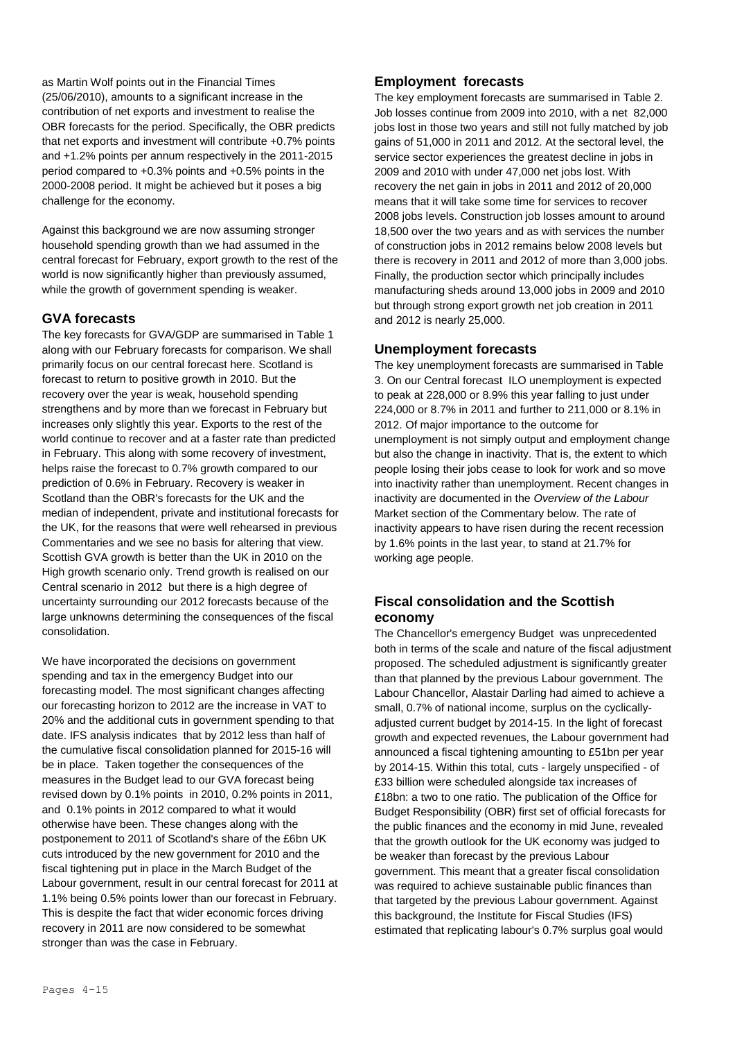as Martin Wolf points out in the Financial Times (25/06/2010), amounts to a significant increase in the contribution of net exports and investment to realise the OBR forecasts for the period. Specifically, the OBR predicts that net exports and investment will contribute +0.7% points and +1.2% points per annum respectively in the 2011-2015 period compared to +0.3% points and +0.5% points in the 2000-2008 period. It might be achieved but it poses a big challenge for the economy.

Against this background we are now assuming stronger household spending growth than we had assumed in the central forecast for February, export growth to the rest of the world is now significantly higher than previously assumed, while the growth of government spending is weaker.

## GVA forecasts

The key forecasts for GVA/GDP are summarised in Table 1 along with our February forecasts for comparison. We shall primarily focus on our central forecast here. Scotland is forecast to return to positive growth in 2010. But the recovery over the year is weak, household spending strengthens and by more than we forecast in February but increases only slightly this year. Exports to the rest of the world continue to recover and at a faster rate than predicted in February. This along with some recovery of investment, helps raise the forecast to 0.7% growth compared to our prediction of 0.6% in February. Recovery is weaker in Scotland than the OBR's forecasts for the UK and the median of independent, private and institutional forecasts for the UK, for the reasons that were well rehearsed in previous Commentaries and we see no basis for altering that view. Scottish GVA growth is better than the UK in 2010 on the High growth scenario only. Trend growth is realised on our Central scenario in 2012 but there is a high degree of uncertainty surrounding our 2012 forecasts because of the large unknowns determining the consequences of the fiscal consolidation.

We have incorporated the decisions on government spending and tax in the emergency Budget into our forecasting model. The most significant changes affecting our forecasting horizon to 2012 are the increase in VAT to 20% and the additional cuts in government spending to that date. IFS analysis indicates that by 2012 less than half of the cumulative fiscal consolidation planned for 2015-16 will be in place. Taken together the consequences of the measures in the Budget lead to our GVA forecast being revised down by 0.1% points in 2010, 0.2% points in 2011, and 0.1% points in 2012 compared to what it would otherwise have been. These changes along with the postponement to 2011 of Scotland's share of the £6bn UK cuts introduced by the new government for 2010 and the fiscal tightening put in place in the March Budget of the Labour government, result in our central forecast for 2011 at 1.1% being 0.5% points lower than our forecast in February. This is despite the fact that wider economic forces driving recovery in 2011 are now considered to be somewhat stronger than was the case in February.

## Employment forecasts

The key employment forecasts are summarised in Table 2. Job losses continue from 2009 into 2010, with a net 82,000 jobs lost in those two years and still not fully matched by job gains of 51,000 in 2011 and 2012. At the sectoral level, the service sector experiences the greatest decline in jobs in 2009 and 2010 with under 47,000 net jobs lost. With recovery the net gain in jobs in 2011 and 2012 of 20,000 means that it will take some time for services to recover 2008 jobs levels. Construction job losses amount to around 18,500 over the two years and as with services the number of construction jobs in 2012 remains below 2008 levels but there is recovery in 2011 and 2012 of more than 3,000 jobs. Finally, the production sector which principally includes manufacturing sheds around 13,000 jobs in 2009 and 2010 but through strong export growth net job creation in 2011 and 2012 is nearly 25,000.

## Unemployment forecasts

The key unemployment forecasts are summarised in Table 3. On our Central forecast ILO unemployment is expected to peak at 228,000 or 8.9% this year falling to just under 224,000 or 8.7% in 2011 and further to 211,000 or 8.1% in 2012. Of major importance to the outcome for unemployment is not simply output and employment change but also the change in inactivity. That is, the extent to which people losing their jobs cease to look for work and so move into inactivity rather than unemployment. Recent changes in inactivity are documented in the *Overview of the Labour* Market section of the Commentary below. The rate of inactivity appears to have risen during the recent recession by 1.6% points in the last year, to stand at 21.7% for working age people.

## Fiscal consolidation and the Scottish economy

The Chancellor's emergency Budget was unprecedented both in terms of the scale and nature of the fiscal adjustment proposed. The scheduled adjustment is significantly greater than that planned by the previous Labour government. The Labour Chancellor, Alastair Darling had aimed to achieve a small, 0.7% of national income, surplus on the cyclically-adjusted current budget by 2014-15. In the light of forecast growth and expected revenues, the Labour government had announced a fiscal tightening amounting to £51bn per year by 2014-15. Within this total, cuts - largely unspecified - of £33 billion were scheduled alongside tax increases of £18bn: a two to one ratio. The publication of the Office for Budget Responsibility (OBR) first set of official forecasts for the public finances and the economy in mid June, revealed that the growth outlook for the UK economy was judged to be weaker than forecast by the previous Labour government. This meant that a greater fiscal consolidation was required to achieve sustainable public finances than that targeted by the previous Labour government. Against this background, the Institute for Fiscal Studies (IFS) estimated that replicating labour's 0.7% surplus goal would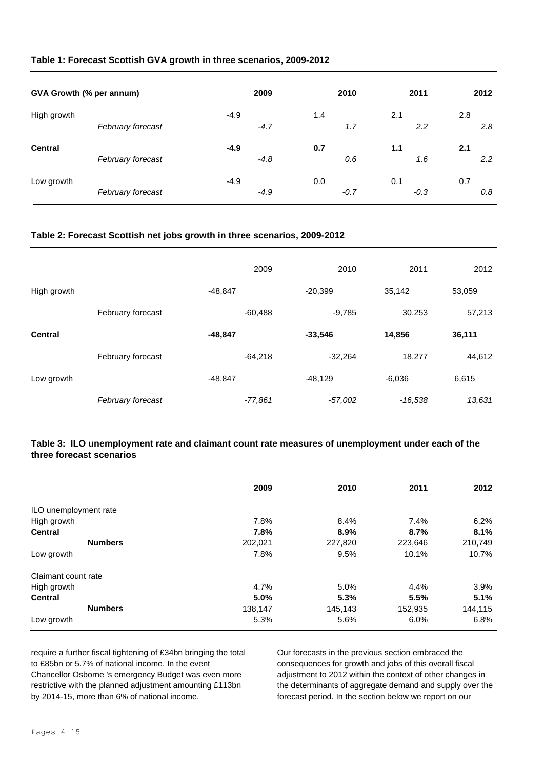**Table 1: Forecast Scottish GVA growth in three scenarios, 2009-2012**

| GVA Growth (% per annum) | | 2009 | 2010 | 2011 | 2012 |
|---|---|---|---|---|---|
| High growth | | -4.9 | 1.4 | 2.1 | 2.8 |
| | *February forecast* | *-4.7* | *1.7* | *2.2* | *2.8* |
| **Central** | | **-4.9** | **0.7** | **1.1** | **2.1** |
| | *February forecast* | *-4.8* | *0.6* | *1.6* | *2.2* |
| Low growth | | -4.9 | 0.0 | 0.1 | 0.7 |
| | *February forecast* | *-4.9* | *-0.7* | *-0.3* | *0.8* |

**Table 2: Forecast Scottish net jobs growth in three scenarios, 2009-2012**

| | | 2009 | 2010 | 2011 | 2012 |
|---|---|---|---|---|---|
| High growth | | -48,847 | -20,399 | 35,142 | 53,059 |
| | February forecast | -60,488 | -9,785 | 30,253 | 57,213 |
| **Central** | | **-48,847** | **-33,546** | **14,856** | **36,111** |
| | February forecast | -64,218 | -32,264 | 18,277 | 44,612 |
| Low growth | | -48,847 | -48,129 | -6,036 | 6,615 |
| | *February forecast* | *-77,861* | *-57,002* | *-16,538* | *13,631* |

**Table 3: ILO unemployment rate and claimant count rate measures of unemployment under each of the three forecast scenarios**

| | 2009 | 2010 | 2011 | 2012 |
|---|---|---|---|---|
| ILO unemployment rate | | | | |
| High growth | 7.8% | 8.4% | 7.4% | 6.2% |
| **Central** | **7.8%** | **8.9%** | **8.7%** | **8.1%** |
| **Numbers** | 202,021 | 227,820 | 223,646 | 210,749 |
| Low growth | 7.8% | 9.5% | 10.1% | 10.7% |
| Claimant count rate | | | | |
| High growth | 4.7% | 5.0% | 4.4% | 3.9% |
| **Central** | **5.0%** | **5.3%** | **5.5%** | **5.1%** |
| **Numbers** | 138,147 | 145,143 | 152,935 | 144,115 |
| Low growth | 5.3% | 5.6% | 6.0% | 6.8% |

require a further fiscal tightening of £34bn bringing the total to £85bn or 5.7% of national income. In the event Chancellor Osborne 's emergency Budget was even more restrictive with the planned adjustment amounting £113bn by 2014-15, more than 6% of national income.

Our forecasts in the previous section embraced the consequences for growth and jobs of this overall fiscal adjustment to 2012 within the context of other changes in the determinants of aggregate demand and supply over the forecast period. In the section below we report on our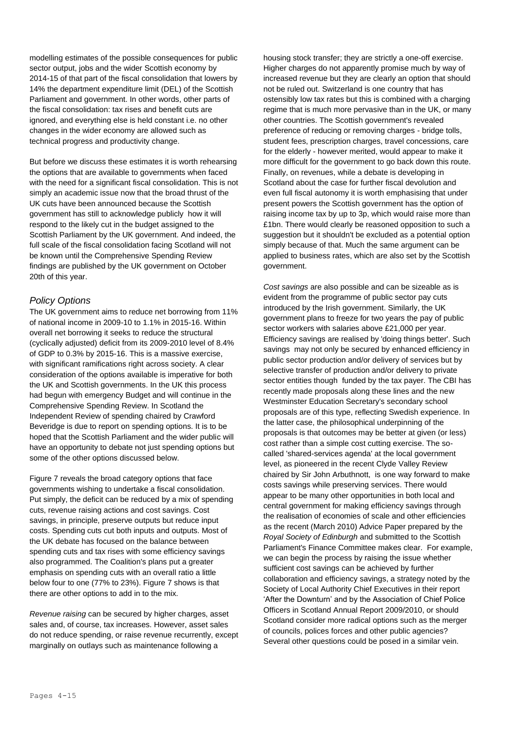modelling estimates of the possible consequences for public sector output, jobs and the wider Scottish economy by 2014-15 of that part of the fiscal consolidation that lowers by 14% the department expenditure limit (DEL) of the Scottish Parliament and government. In other words, other parts of the fiscal consolidation: tax rises and benefit cuts are ignored, and everything else is held constant i.e. no other changes in the wider economy are allowed such as technical progress and productivity change.

But before we discuss these estimates it is worth rehearsing the options that are available to governments when faced with the need for a significant fiscal consolidation. This is not simply an academic issue now that the broad thrust of the UK cuts have been announced because the Scottish government has still to acknowledge publicly how it will respond to the likely cut in the budget assigned to the Scottish Parliament by the UK government. And indeed, the full scale of the fiscal consolidation facing Scotland will not be known until the Comprehensive Spending Review findings are published by the UK government on October 20th of this year.

## *Policy Options*

The UK government aims to reduce net borrowing from 11% of national income in 2009-10 to 1.1% in 2015-16. Within overall net borrowing it seeks to reduce the structural (cyclically adjusted) deficit from its 2009-2010 level of 8.4% of GDP to 0.3% by 2015-16. This is a massive exercise, with significant ramifications right across society. A clear consideration of the options available is imperative for both the UK and Scottish governments. In the UK this process had begun with emergency Budget and will continue in the Comprehensive Spending Review. In Scotland the Independent Review of spending chaired by Crawford Beveridge is due to report on spending options. It is to be hoped that the Scottish Parliament and the wider public will have an opportunity to debate not just spending options but some of the other options discussed below.

Figure 7 reveals the broad category options that face governments wishing to undertake a fiscal consolidation. Put simply, the deficit can be reduced by a mix of spending cuts, revenue raising actions and cost savings. Cost savings, in principle, preserve outputs but reduce input costs. Spending cuts cut both inputs and outputs. Most of the UK debate has focused on the balance between spending cuts and tax rises with some efficiency savings also programmed. The Coalition's plans put a greater emphasis on spending cuts with an overall ratio a little below four to one (77% to 23%). Figure 7 shows is that there are other options to add in to the mix.

*Revenue raising* can be secured by higher charges, asset sales and, of course, tax increases. However, asset sales do not reduce spending, or raise revenue recurrently, except marginally on outlays such as maintenance following a housing stock transfer; they are strictly a one-off exercise. Higher charges do not apparently promise much by way of increased revenue but they are clearly an option that should not be ruled out. Switzerland is one country that has ostensibly low tax rates but this is combined with a charging regime that is much more pervasive than in the UK, or many other countries. The Scottish government's revealed preference of reducing or removing charges - bridge tolls, student fees, prescription charges, travel concessions, care for the elderly - however merited, would appear to make it more difficult for the government to go back down this route. Finally, on revenues, while a debate is developing in Scotland about the case for further fiscal devolution and even full fiscal autonomy it is worth emphasising that under present powers the Scottish government has the option of raising income tax by up to 3p, which would raise more than £1bn. There would clearly be reasoned opposition to such a suggestion but it shouldn't be excluded as a potential option simply because of that. Much the same argument can be applied to business rates, which are also set by the Scottish government.

*Cost savings* are also possible and can be sizeable as is evident from the programme of public sector pay cuts introduced by the Irish government. Similarly, the UK government plans to freeze for two years the pay of public sector workers with salaries above £21,000 per year. Efficiency savings are realised by 'doing things better'. Such savings may not only be secured by enhanced efficiency in public sector production and/or delivery of services but by selective transfer of production and/or delivery to private sector entities though funded by the tax payer. The CBI has recently made proposals along these lines and the new Westminster Education Secretary's secondary school proposals are of this type, reflecting Swedish experience. In the latter case, the philosophical underpinning of the proposals is that outcomes may be better at given (or less) cost rather than a simple cost cutting exercise. The so-called 'shared-services agenda' at the local government level, as pioneered in the recent Clyde Valley Review chaired by Sir John Arbuthnott, is one way forward to make costs savings while preserving services. There would appear to be many other opportunities in both local and central government for making efficiency savings through the realisation of economies of scale and other efficiencies as the recent (March 2010) Advice Paper prepared by the *Royal Society of Edinburgh* and submitted to the Scottish Parliament's Finance Committee makes clear. For example, we can begin the process by raising the issue whether sufficient cost savings can be achieved by further collaboration and efficiency savings, a strategy noted by the Society of Local Authority Chief Executives in their report 'After the Downturn' and by the Association of Chief Police Officers in Scotland Annual Report 2009/2010, or should Scotland consider more radical options such as the merger of councils, polices forces and other public agencies? Several other questions could be posed in a similar vein.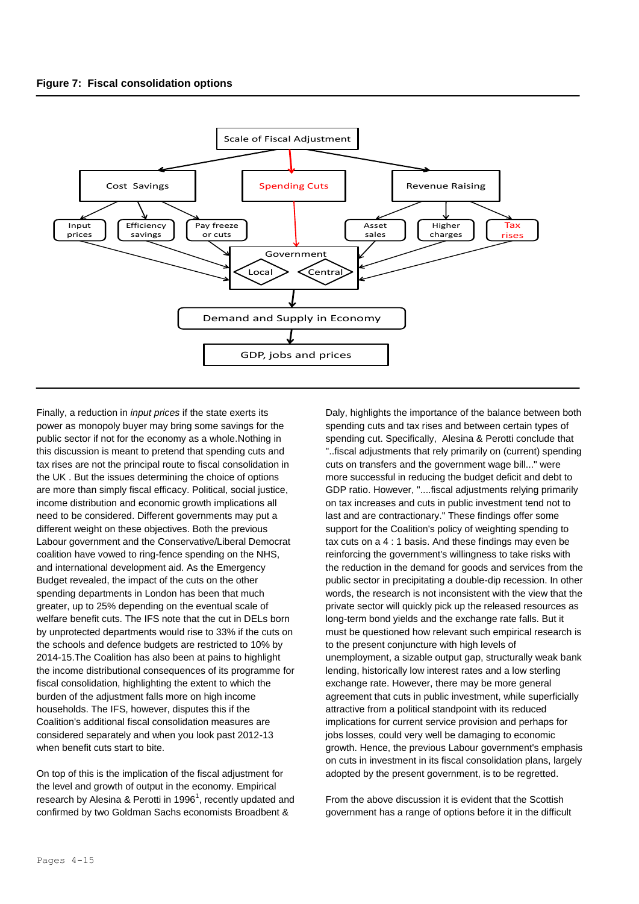**Figure 7: Fiscal consolidation options**

Scale of Fiscal Adjustment

Cost Savings | Spending Cuts | Revenue Raising

Input prices | Efficiency savings | Pay freeze or cuts | Asset sales | Higher charges | Tax rises

Government: Local | Central

Demand and Supply in Economy

GDP, jobs and prices

Finally, a reduction in *input prices* if the state exerts its power as monopoly buyer may bring some savings for the public sector if not for the economy as a whole.Nothing in this discussion is meant to pretend that spending cuts and tax rises are not the principal route to fiscal consolidation in the UK . But the issues determining the choice of options are more than simply fiscal efficacy. Political, social justice, income distribution and economic growth implications all need to be considered. Different governments may put a different weight on these objectives. Both the previous Labour government and the Conservative/Liberal Democrat coalition have vowed to ring-fence spending on the NHS, and international development aid. As the Emergency Budget revealed, the impact of the cuts on the other spending departments in London has been that much greater, up to 25% depending on the eventual scale of welfare benefit cuts. The IFS note that the cut in DELs born by unprotected departments would rise to 33% if the cuts on the schools and defence budgets are restricted to 10% by 2014-15.The Coalition has also been at pains to highlight the income distributional consequences of its programme for fiscal consolidation, highlighting the extent to which the burden of the adjustment falls more on high income households. The IFS, however, disputes this if the Coalition's additional fiscal consolidation measures are considered separately and when you look past 2012-13 when benefit cuts start to bite.

On top of this is the implication of the fiscal adjustment for the level and growth of output in the economy. Empirical research by Alesina & Perotti in 1996[1], recently updated and confirmed by two Goldman Sachs economists Broadbent & Daly, highlights the importance of the balance between both spending cuts and tax rises and between certain types of spending cut. Specifically, Alesina & Perotti conclude that "..fiscal adjustments that rely primarily on (current) spending cuts on transfers and the government wage bill..." were more successful in reducing the budget deficit and debt to GDP ratio. However, "....fiscal adjustments relying primarily on tax increases and cuts in public investment tend not to last and are contractionary." These findings offer some support for the Coalition's policy of weighting spending to tax cuts on a 4 : 1 basis. And these findings may even be reinforcing the government's willingness to take risks with the reduction in the demand for goods and services from the public sector in precipitating a double-dip recession. In other words, the research is not inconsistent with the view that the private sector will quickly pick up the released resources as long-term bond yields and the exchange rate falls. But it must be questioned how relevant such empirical research is to the present conjuncture with high levels of unemployment, a sizable output gap, structurally weak bank lending, historically low interest rates and a low sterling exchange rate. However, there may be more general agreement that cuts in public investment, while superficially attractive from a political standpoint with its reduced implications for current service provision and perhaps for jobs losses, could very well be damaging to economic growth. Hence, the previous Labour government's emphasis on cuts in investment in its fiscal consolidation plans, largely adopted by the present government, is to be regretted.

From the above discussion it is evident that the Scottish government has a range of options before it in the difficult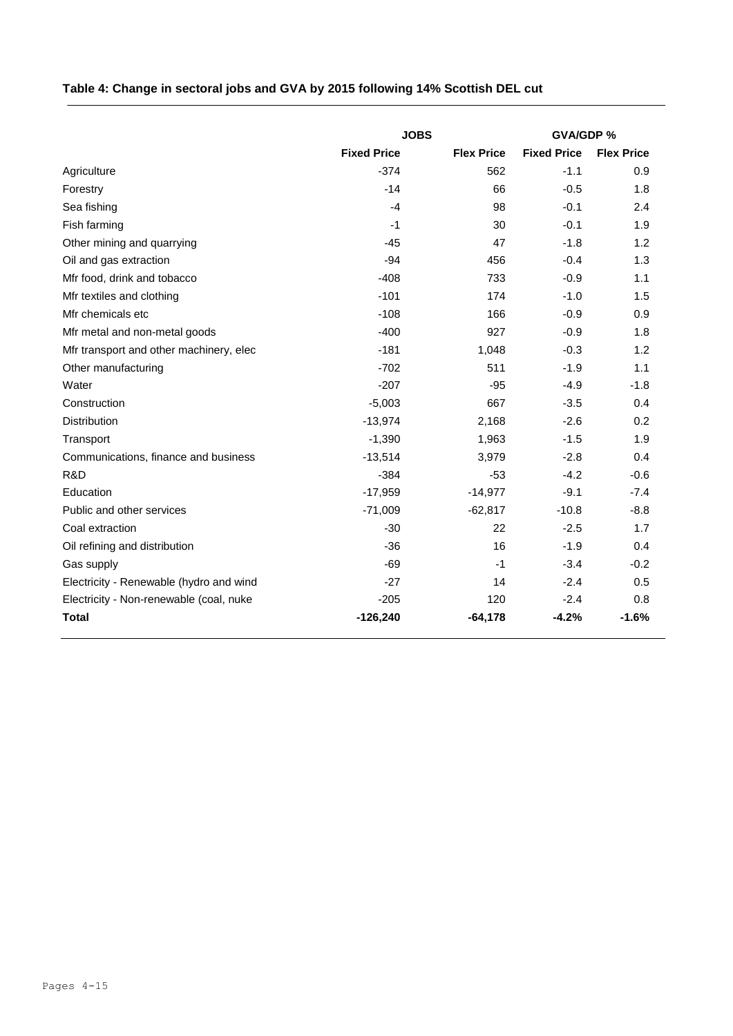**Table 4: Change in sectoral jobs and GVA by 2015 following 14% Scottish DEL cut**

| | JOBS | | GVA/GDP % | |
|---|---|---|---|---|
| | **Fixed Price** | **Flex Price** | **Fixed Price** | **Flex Price** |
| Agriculture | -374 | 562 | -1.1 | 0.9 |
| Forestry | -14 | 66 | -0.5 | 1.8 |
| Sea fishing | -4 | 98 | -0.1 | 2.4 |
| Fish farming | -1 | 30 | -0.1 | 1.9 |
| Other mining and quarrying | -45 | 47 | -1.8 | 1.2 |
| Oil and gas extraction | -94 | 456 | -0.4 | 1.3 |
| Mfr food, drink and tobacco | -408 | 733 | -0.9 | 1.1 |
| Mfr textiles and clothing | -101 | 174 | -1.0 | 1.5 |
| Mfr chemicals etc | -108 | 166 | -0.9 | 0.9 |
| Mfr metal and non-metal goods | -400 | 927 | -0.9 | 1.8 |
| Mfr transport and other machinery, elec | -181 | 1,048 | -0.3 | 1.2 |
| Other manufacturing | -702 | 511 | -1.9 | 1.1 |
| Water | -207 | -95 | -4.9 | -1.8 |
| Construction | -5,003 | 667 | -3.5 | 0.4 |
| Distribution | -13,974 | 2,168 | -2.6 | 0.2 |
| Transport | -1,390 | 1,963 | -1.5 | 1.9 |
| Communications, finance and business | -13,514 | 3,979 | -2.8 | 0.4 |
| R&D | -384 | -53 | -4.2 | -0.6 |
| Education | -17,959 | -14,977 | -9.1 | -7.4 |
| Public and other services | -71,009 | -62,817 | -10.8 | -8.8 |
| Coal extraction | -30 | 22 | -2.5 | 1.7 |
| Oil refining and distribution | -36 | 16 | -1.9 | 0.4 |
| Gas supply | -69 | -1 | -3.4 | -0.2 |
| Electricity - Renewable (hydro and wind | -27 | 14 | -2.4 | 0.5 |
| Electricity - Non-renewable (coal, nuke | -205 | 120 | -2.4 | 0.8 |
| **Total** | **-126,240** | **-64,178** | **-4.2%** | **-1.6%** |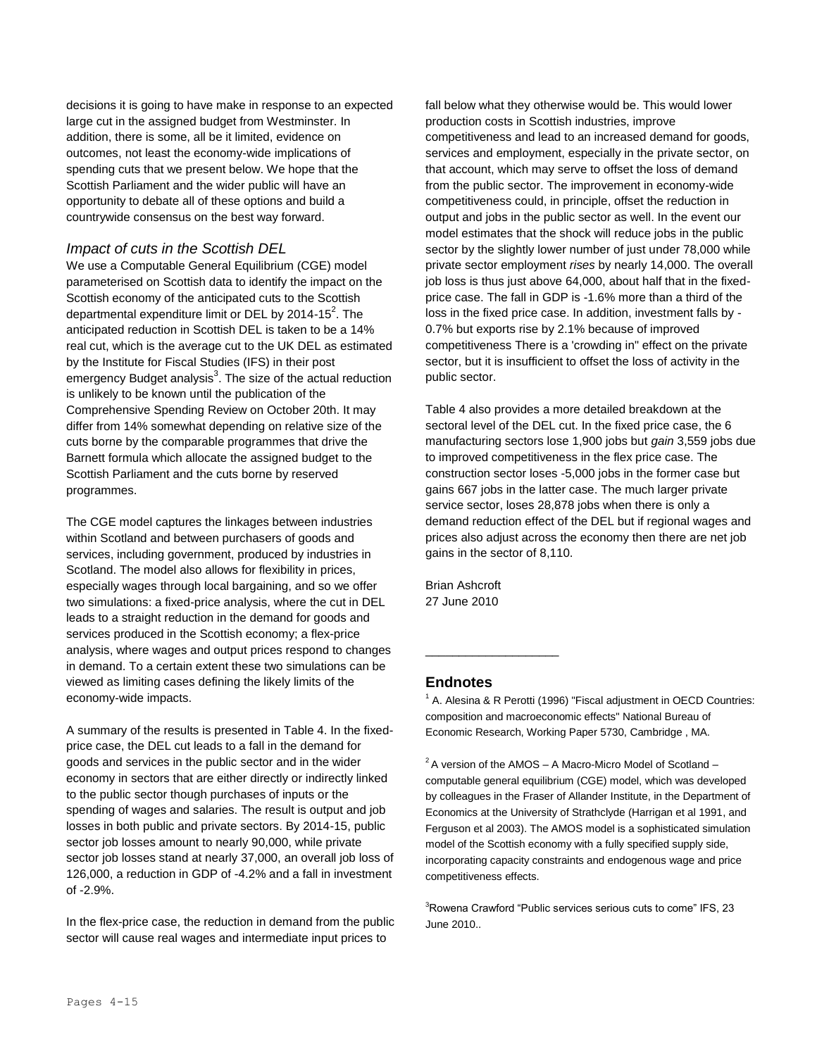decisions it is going to have make in response to an expected large cut in the assigned budget from Westminster. In addition, there is some, all be it limited, evidence on outcomes, not least the economy-wide implications of spending cuts that we present below. We hope that the Scottish Parliament and the wider public will have an opportunity to debate all of these options and build a countrywide consensus on the best way forward.

### *Impact of cuts in the Scottish DEL*

We use a Computable General Equilibrium (CGE) model parameterised on Scottish data to identify the impact on the Scottish economy of the anticipated cuts to the Scottish departmental expenditure limit or DEL by 2014-15[2]. The anticipated reduction in Scottish DEL is taken to be a 14% real cut, which is the average cut to the UK DEL as estimated by the Institute for Fiscal Studies (IFS) in their post emergency Budget analysis[3]. The size of the actual reduction is unlikely to be known until the publication of the Comprehensive Spending Review on October 20th. It may differ from 14% somewhat depending on relative size of the cuts borne by the comparable programmes that drive the Barnett formula which allocate the assigned budget to the Scottish Parliament and the cuts borne by reserved programmes.

The CGE model captures the linkages between industries within Scotland and between purchasers of goods and services, including government, produced by industries in Scotland. The model also allows for flexibility in prices, especially wages through local bargaining, and so we offer two simulations: a fixed-price analysis, where the cut in DEL leads to a straight reduction in the demand for goods and services produced in the Scottish economy; a flex-price analysis, where wages and output prices respond to changes in demand. To a certain extent these two simulations can be viewed as limiting cases defining the likely limits of the economy-wide impacts.

A summary of the results is presented in Table 4. In the fixed-price case, the DEL cut leads to a fall in the demand for goods and services in the public sector and in the wider economy in sectors that are either directly or indirectly linked to the public sector though purchases of inputs or the spending of wages and salaries. The result is output and job losses in both public and private sectors. By 2014-15, public sector job losses amount to nearly 90,000, while private sector job losses stand at nearly 37,000, an overall job loss of 126,000, a reduction in GDP of -4.2% and a fall in investment of -2.9%.

In the flex-price case, the reduction in demand from the public sector will cause real wages and intermediate input prices to fall below what they otherwise would be. This would lower production costs in Scottish industries, improve competitiveness and lead to an increased demand for goods, services and employment, especially in the private sector, on that account, which may serve to offset the loss of demand from the public sector. The improvement in economy-wide competitiveness could, in principle, offset the reduction in output and jobs in the public sector as well. In the event our model estimates that the shock will reduce jobs in the public sector by the slightly lower number of just under 78,000 while private sector employment *rises* by nearly 14,000. The overall job loss is thus just above 64,000, about half that in the fixed-price case. The fall in GDP is -1.6% more than a third of the loss in the fixed price case. In addition, investment falls by -0.7% but exports rise by 2.1% because of improved competitiveness There is a 'crowding in" effect on the private sector, but it is insufficient to offset the loss of activity in the public sector.

Table 4 also provides a more detailed breakdown at the sectoral level of the DEL cut. In the fixed price case, the 6 manufacturing sectors lose 1,900 jobs but *gain* 3,559 jobs due to improved competitiveness in the flex price case. The construction sector loses -5,000 jobs in the former case but gains 667 jobs in the latter case. The much larger private service sector, loses 28,878 jobs when there is only a demand reduction effect of the DEL but if regional wages and prices also adjust across the economy then there are net job gains in the sector of 8,110.

Brian Ashcroft
27 June 2010

---

## Endnotes

[1] A. Alesina & R Perotti (1996) "Fiscal adjustment in OECD Countries: composition and macroeconomic effects" National Bureau of Economic Research, Working Paper 5730, Cambridge , MA.

[2] A version of the AMOS – A Macro-Micro Model of Scotland – computable general equilibrium (CGE) model, which was developed by colleagues in the Fraser of Allander Institute, in the Department of Economics at the University of Strathclyde (Harrigan et al 1991, and Ferguson et al 2003). The AMOS model is a sophisticated simulation model of the Scottish economy with a fully specified supply side, incorporating capacity constraints and endogenous wage and price competitiveness effects.

[3] Rowena Crawford "Public services serious cuts to come" IFS, 23 June 2010..